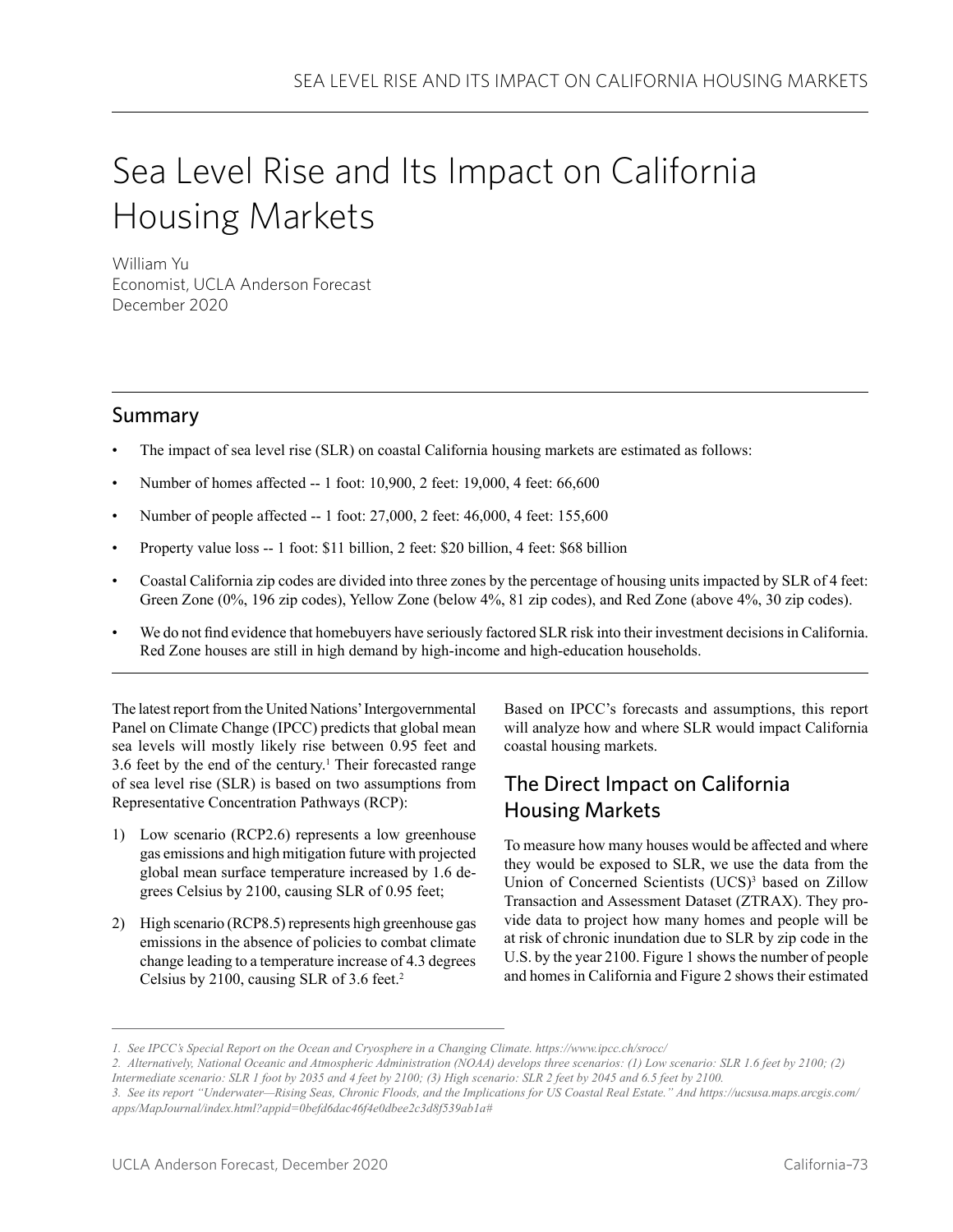# Sea Level Rise and Its Impact on California Housing Markets

William Yu
Economist, UCLA Anderson Forecast
December 2020

## Summary

- The impact of sea level rise (SLR) on coastal California housing markets are estimated as follows:
- Number of homes affected -- 1 foot: 10,900, 2 feet: 19,000, 4 feet: 66,600
- Number of people affected -- 1 foot: 27,000, 2 feet: 46,000, 4 feet: 155,600
- Property value loss -- 1 foot: $11 billion, 2 feet: $20 billion, 4 feet: $68 billion
- Coastal California zip codes are divided into three zones by the percentage of housing units impacted by SLR of 4 feet: Green Zone (0%, 196 zip codes), Yellow Zone (below 4%, 81 zip codes), and Red Zone (above 4%, 30 zip codes).
- We do not find evidence that homebuyers have seriously factored SLR risk into their investment decisions in California. Red Zone houses are still in high demand by high-income and high-education households.

The latest report from the United Nations' Intergovernmental Panel on Climate Change (IPCC) predicts that global mean sea levels will mostly likely rise between 0.95 feet and 3.6 feet by the end of the century.[1] Their forecasted range of sea level rise (SLR) is based on two assumptions from Representative Concentration Pathways (RCP):

1) Low scenario (RCP2.6) represents a low greenhouse gas emissions and high mitigation future with projected global mean surface temperature increased by 1.6 degrees Celsius by 2100, causing SLR of 0.95 feet;

2) High scenario (RCP8.5) represents high greenhouse gas emissions in the absence of policies to combat climate change leading to a temperature increase of 4.3 degrees Celsius by 2100, causing SLR of 3.6 feet.[2]

Based on IPCC's forecasts and assumptions, this report will analyze how and where SLR would impact California coastal housing markets.

## The Direct Impact on California Housing Markets

To measure how many houses would be affected and where they would be exposed to SLR, we use the data from the Union of Concerned Scientists (UCS)[3] based on Zillow Transaction and Assessment Dataset (ZTRAX). They provide data to project how many homes and people will be at risk of chronic inundation due to SLR by zip code in the U.S. by the year 2100. Figure 1 shows the number of people and homes in California and Figure 2 shows their estimated

---

*1. See IPCC's Special Report on the Ocean and Cryosphere in a Changing Climate. https://www.ipcc.ch/srocc/*

*2. Alternatively, National Oceanic and Atmospheric Administration (NOAA) develops three scenarios: (1) Low scenario: SLR 1.6 feet by 2100; (2) Intermediate scenario: SLR 1 foot by 2035 and 4 feet by 2100; (3) High scenario: SLR 2 feet by 2045 and 6.5 feet by 2100.*

*3. See its report "Underwater—Rising Seas, Chronic Floods, and the Implications for US Coastal Real Estate." And https://ucsusa.maps.arcgis.com/apps/MapJournal/index.html?appid=0befd6dac46f4e0dbee2c3d8f539ab1a#*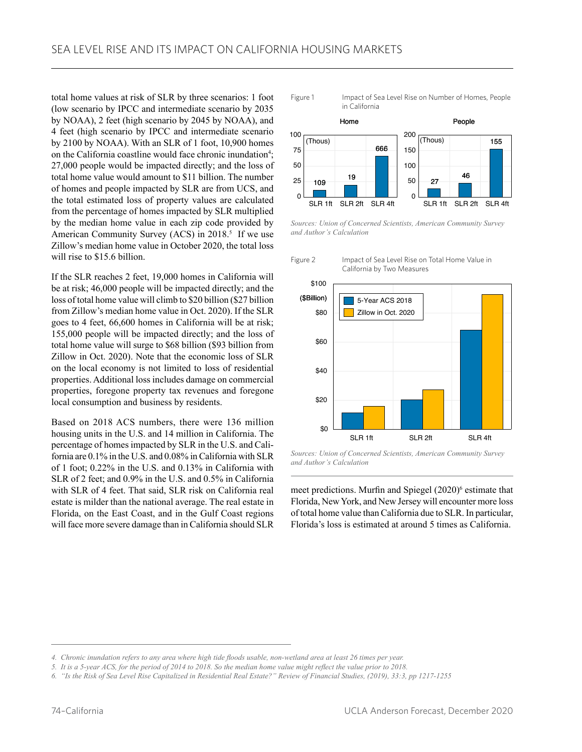total home values at risk of SLR by three scenarios: 1 foot (low scenario by IPCC and intermediate scenario by 2035 by NOAA), 2 feet (high scenario by 2045 by NOAA), and 4 feet (high scenario by IPCC and intermediate scenario by 2100 by NOAA). With an SLR of 1 foot, 10,900 homes on the California coastline would face chronic inundation[4]; 27,000 people would be impacted directly; and the loss of total home value would amount to $11 billion. The number of homes and people impacted by SLR are from UCS, and the total estimated loss of property values are calculated from the percentage of homes impacted by SLR multiplied by the median home value in each zip code provided by American Community Survey (ACS) in 2018.[5] If we use Zillow's median home value in October 2020, the total loss will rise to $15.6 billion.

If the SLR reaches 2 feet, 19,000 homes in California will be at risk; 46,000 people will be impacted directly; and the loss of total home value will climb to $20 billion ($27 billion from Zillow's median home value in Oct. 2020). If the SLR goes to 4 feet, 66,600 homes in California will be at risk; 155,000 people will be impacted directly; and the loss of total home value will surge to $68 billion ($93 billion from Zillow in Oct. 2020). Note that the economic loss of SLR on the local economy is not limited to loss of residential properties. Additional loss includes damage on commercial properties, foregone property tax revenues and foregone local consumption and business by residents.

Based on 2018 ACS numbers, there were 136 million housing units in the U.S. and 14 million in California. The percentage of homes impacted by SLR in the U.S. and California are 0.1% in the U.S. and 0.08% in California with SLR of 1 foot; 0.22% in the U.S. and 0.13% in California with SLR of 2 feet; and 0.9% in the U.S. and 0.5% in California with SLR of 4 feet. That said, SLR risk on California real estate is milder than the national average. The real estate in Florida, on the East Coast, and in the Gulf Coast regions will face more severe damage than in California should SLR meet predictions. Murfin and Spiegel (2020)[6] estimate that Florida, New York, and New Jersey will encounter more loss of total home value than California due to SLR. In particular, Florida's loss is estimated at around 5 times as California.

Figure 1 Impact of Sea Level Rise on Number of Homes, People in California

| | Home (Thous) | People (Thous) |
|---|---|---|
| SLR 1ft | 109 | 27 |
| SLR 2ft | 19 | 46 |
| SLR 4ft | 666 | 155 |

*Sources: Union of Concerned Scientists, American Community Survey and Author's Calculation*

Figure 2 Impact of Sea Level Rise on Total Home Value in California by Two Measures

($Billion); legend: 5-Year ACS 2018, Zillow in Oct. 2020; categories: SLR 1ft, SLR 2ft, SLR 4ft

*Sources: Union of Concerned Scientists, American Community Survey and Author's Calculation*

---

4. Chronic inundation refers to any area where high tide floods usable, non-wetland area at least 26 times per year.

5. It is a 5-year ACS, for the period of 2014 to 2018. So the median home value might reflect the value prior to 2018.

6. "Is the Risk of Sea Level Rise Capitalized in Residential Real Estate?" Review of Financial Studies, (2019), 33:3, pp 1217-1255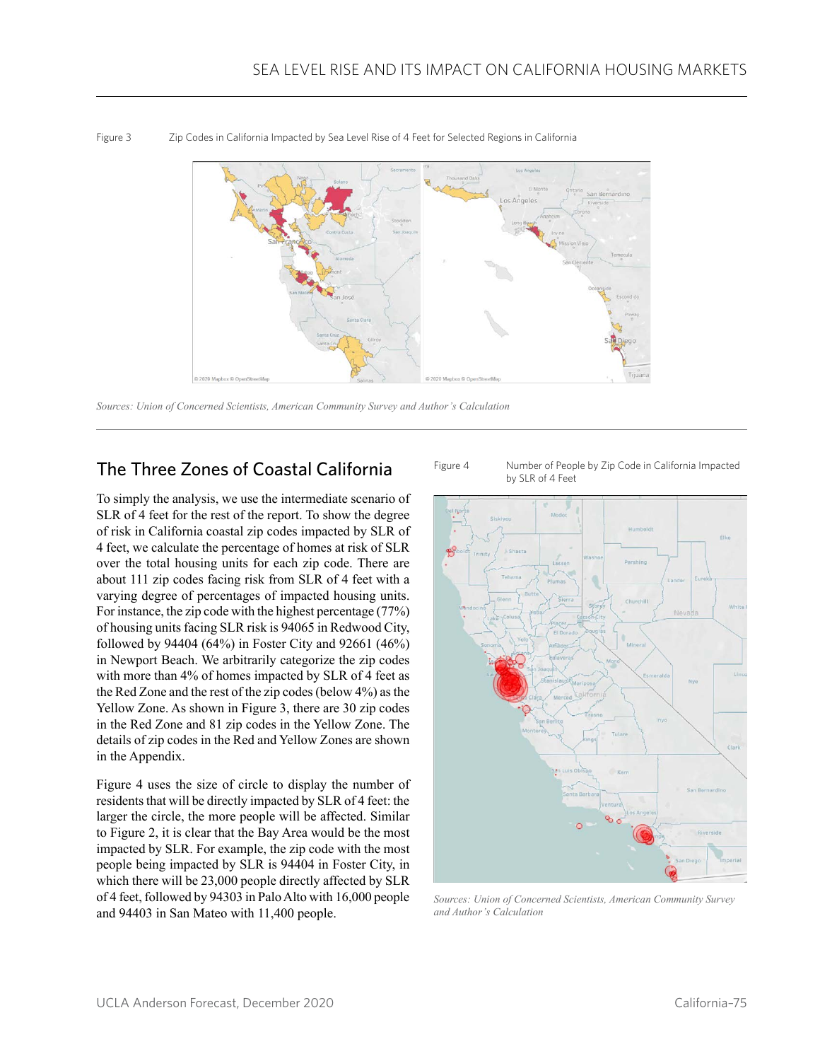Figure 3 Zip Codes in California Impacted by Sea Level Rise of 4 Feet for Selected Regions in California

*Sources: Union of Concerned Scientists, American Community Survey and Author's Calculation*

## The Three Zones of Coastal California

To simply the analysis, we use the intermediate scenario of SLR of 4 feet for the rest of the report. To show the degree of risk in California coastal zip codes impacted by SLR of 4 feet, we calculate the percentage of homes at risk of SLR over the total housing units for each zip code. There are about 111 zip codes facing risk from SLR of 4 feet with a varying degree of percentages of impacted housing units. For instance, the zip code with the highest percentage (77%) of housing units facing SLR risk is 94065 in Redwood City, followed by 94404 (64%) in Foster City and 92661 (46%) in Newport Beach. We arbitrarily categorize the zip codes with more than 4% of homes impacted by SLR of 4 feet as the Red Zone and the rest of the zip codes (below 4%) as the Yellow Zone. As shown in Figure 3, there are 30 zip codes in the Red Zone and 81 zip codes in the Yellow Zone. The details of zip codes in the Red and Yellow Zones are shown in the Appendix.

Figure 4 uses the size of circle to display the number of residents that will be directly impacted by SLR of 4 feet: the larger the circle, the more people will be affected. Similar to Figure 2, it is clear that the Bay Area would be the most impacted by SLR. For example, the zip code with the most people being impacted by SLR is 94404 in Foster City, in which there will be 23,000 people directly affected by SLR of 4 feet, followed by 94303 in Palo Alto with 16,000 people and 94403 in San Mateo with 11,400 people.

Figure 4 Number of People by Zip Code in California Impacted by SLR of 4 Feet

*Sources: Union of Concerned Scientists, American Community Survey and Author's Calculation*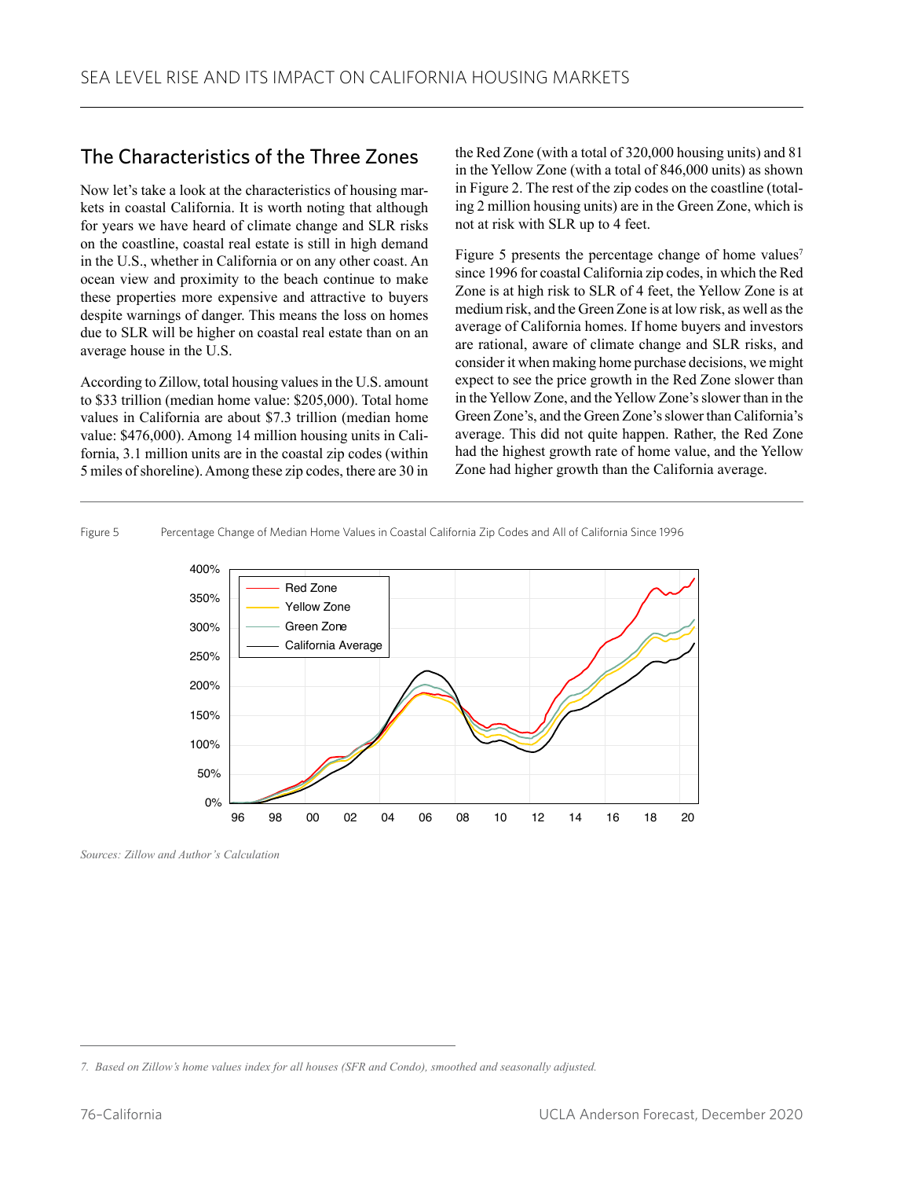## The Characteristics of the Three Zones

Now let's take a look at the characteristics of housing markets in coastal California. It is worth noting that although for years we have heard of climate change and SLR risks on the coastline, coastal real estate is still in high demand in the U.S., whether in California or on any other coast. An ocean view and proximity to the beach continue to make these properties more expensive and attractive to buyers despite warnings of danger. This means the loss on homes due to SLR will be higher on coastal real estate than on an average house in the U.S.

According to Zillow, total housing values in the U.S. amount to $33 trillion (median home value: $205,000). Total home values in California are about $7.3 trillion (median home value: $476,000). Among 14 million housing units in California, 3.1 million units are in the coastal zip codes (within 5 miles of shoreline). Among these zip codes, there are 30 in the Red Zone (with a total of 320,000 housing units) and 81 in the Yellow Zone (with a total of 846,000 units) as shown in Figure 2. The rest of the zip codes on the coastline (totaling 2 million housing units) are in the Green Zone, which is not at risk with SLR up to 4 feet.

Figure 5 presents the percentage change of home values[7] since 1996 for coastal California zip codes, in which the Red Zone is at high risk to SLR of 4 feet, the Yellow Zone is at medium risk, and the Green Zone is at low risk, as well as the average of California homes. If home buyers and investors are rational, aware of climate change and SLR risks, and consider it when making home purchase decisions, we might expect to see the price growth in the Red Zone slower than in the Yellow Zone, and the Yellow Zone's slower than in the Green Zone's, and the Green Zone's slower than California's average. This did not quite happen. Rather, the Red Zone had the highest growth rate of home value, and the Yellow Zone had higher growth than the California average.

Figure 5 Percentage Change of Median Home Values in Coastal California Zip Codes and All of California Since 1996

*Sources: Zillow and Author's Calculation*

---

7. *Based on Zillow's home values index for all houses (SFR and Condo), smoothed and seasonally adjusted.*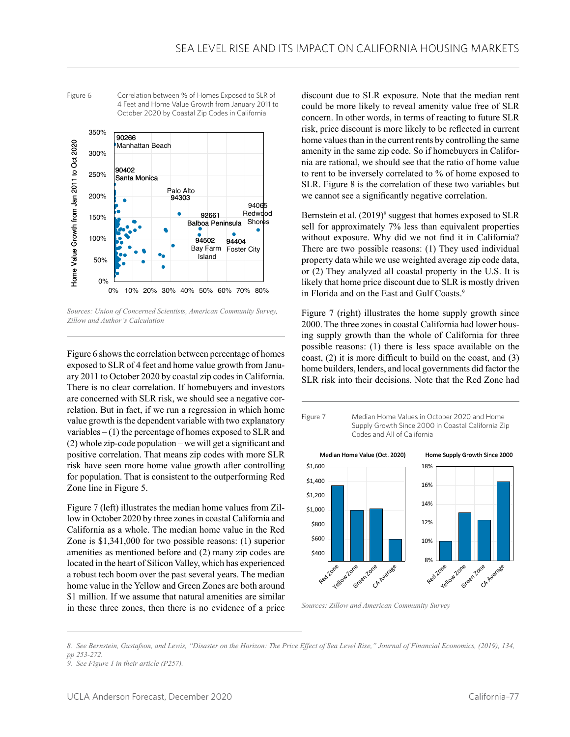Figure 6 Correlation between % of Homes Exposed to SLR of 4 Feet and Home Value Growth from January 2011 to October 2020 by Coastal Zip Codes in California

Sources: Union of Concerned Scientists, American Community Survey, Zillow and Author's Calculation

Figure 6 shows the correlation between percentage of homes exposed to SLR of 4 feet and home value growth from January 2011 to October 2020 by coastal zip codes in California. There is no clear correlation. If homebuyers and investors are concerned with SLR risk, we should see a negative correlation. But in fact, if we run a regression in which home value growth is the dependent variable with two explanatory variables – (1) the percentage of homes exposed to SLR and (2) whole zip-code population – we will get a significant and positive correlation. That means zip codes with more SLR risk have seen more home value growth after controlling for population. That is consistent to the outperforming Red Zone line in Figure 5.

Figure 7 (left) illustrates the median home values from Zillow in October 2020 by three zones in coastal California and California as a whole. The median home value in the Red Zone is $1,341,000 for two possible reasons: (1) superior amenities as mentioned before and (2) many zip codes are located in the heart of Silicon Valley, which has experienced a robust tech boom over the past several years. The median home value in the Yellow and Green Zones are both around $1 million. If we assume that natural amenities are similar in these three zones, then there is no evidence of a price discount due to SLR exposure. Note that the median rent could be more likely to reveal amenity value free of SLR concern. In other words, in terms of reacting to future SLR risk, price discount is more likely to be reflected in current home values than in the current rents by controlling the same amenity in the same zip code. So if homebuyers in California are rational, we should see that the ratio of home value to rent to be inversely correlated to % of home exposed to SLR. Figure 8 is the correlation of these two variables but we cannot see a significantly negative correlation.

Bernstein et al. (2019)[8] suggest that homes exposed to SLR sell for approximately 7% less than equivalent properties without exposure. Why did we not find it in California? There are two possible reasons: (1) They used individual property data while we use weighted average zip code data, or (2) They analyzed all coastal property in the U.S. It is likely that home price discount due to SLR is mostly driven in Florida and on the East and Gulf Coasts.[9]

Figure 7 (right) illustrates the home supply growth since 2000. The three zones in coastal California had lower housing supply growth than the whole of California for three possible reasons: (1) there is less space available on the coast, (2) it is more difficult to build on the coast, and (3) home builders, lenders, and local governments did factor the SLR risk into their decisions. Note that the Red Zone had

Figure 7 Median Home Values in October 2020 and Home Supply Growth Since 2000 in Coastal California Zip Codes and All of California

Sources: Zillow and American Community Survey

8. See Bernstein, Gustafson, and Lewis, "Disaster on the Horizon: The Price Effect of Sea Level Rise," Journal of Financial Economics, (2019), 134, pp 253-272.

9. See Figure 1 in their article (P257).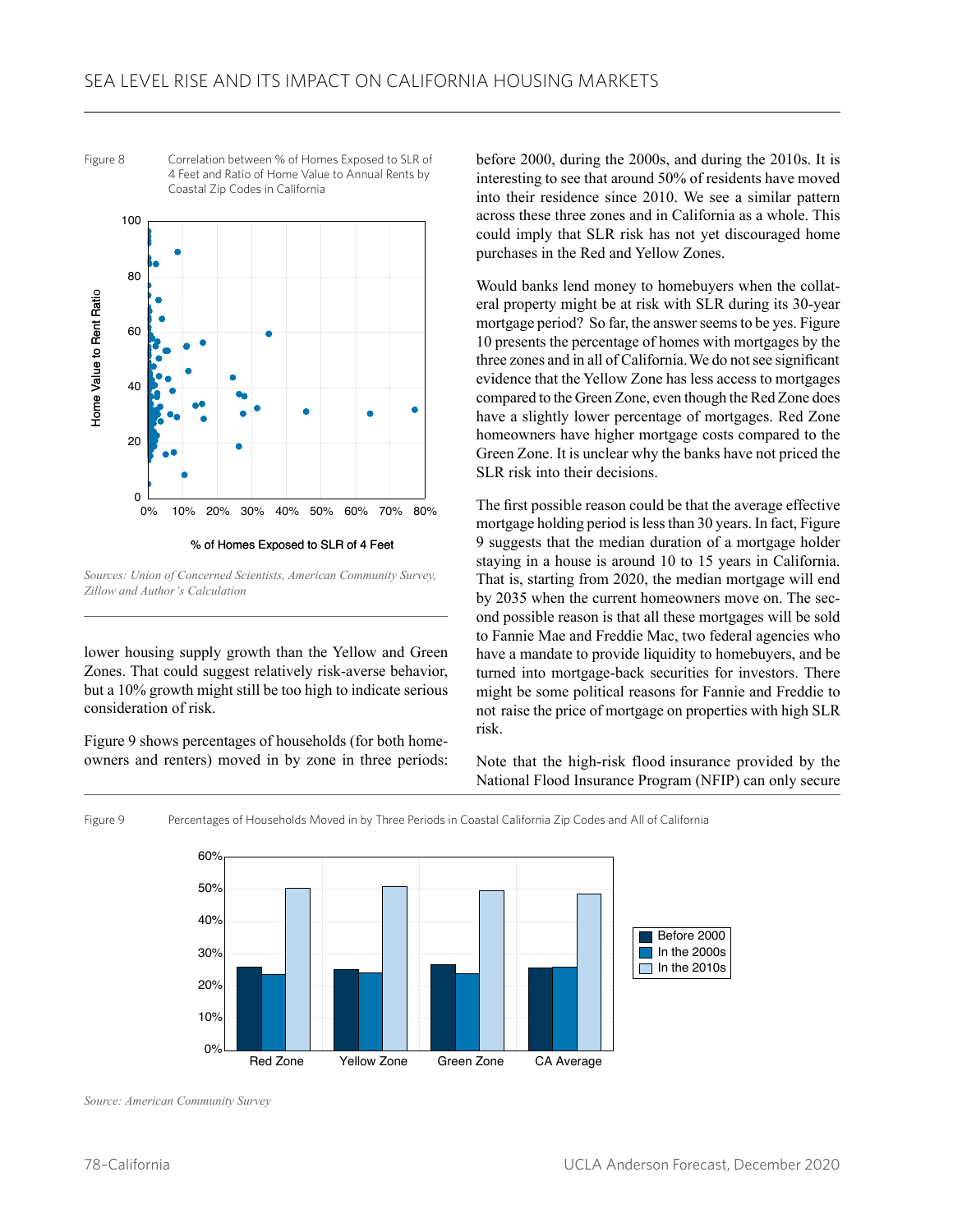Figure 8 Correlation between % of Homes Exposed to SLR of 4 Feet and Ratio of Home Value to Annual Rents by Coastal Zip Codes in California

*Sources: Union of Concerned Scientists, American Community Survey, Zillow and Author's Calculation*

lower housing supply growth than the Yellow and Green Zones. That could suggest relatively risk-averse behavior, but a 10% growth might still be too high to indicate serious consideration of risk.

Figure 9 shows percentages of households (for both homeowners and renters) moved in by zone in three periods: before 2000, during the 2000s, and during the 2010s. It is interesting to see that around 50% of residents have moved into their residence since 2010. We see a similar pattern across these three zones and in California as a whole. This could imply that SLR risk has not yet discouraged home purchases in the Red and Yellow Zones.

Would banks lend money to homebuyers when the collateral property might be at risk with SLR during its 30-year mortgage period? So far, the answer seems to be yes. Figure 10 presents the percentage of homes with mortgages by the three zones and in all of California. We do not see significant evidence that the Yellow Zone has less access to mortgages compared to the Green Zone, even though the Red Zone does have a slightly lower percentage of mortgages. Red Zone homeowners have higher mortgage costs compared to the Green Zone. It is unclear why the banks have not priced the SLR risk into their decisions.

The first possible reason could be that the average effective mortgage holding period is less than 30 years. In fact, Figure 9 suggests that the median duration of a mortgage holder staying in a house is around 10 to 15 years in California. That is, starting from 2020, the median mortgage will end by 2035 when the current homeowners move on. The second possible reason is that all these mortgages will be sold to Fannie Mae and Freddie Mac, two federal agencies who have a mandate to provide liquidity to homebuyers, and be turned into mortgage-back securities for investors. There might be some political reasons for Fannie and Freddie to not raise the price of mortgage on properties with high SLR risk.

Note that the high-risk flood insurance provided by the National Flood Insurance Program (NFIP) can only secure

Figure 9 Percentages of Households Moved in by Three Periods in Coastal California Zip Codes and All of California

*Source: American Community Survey*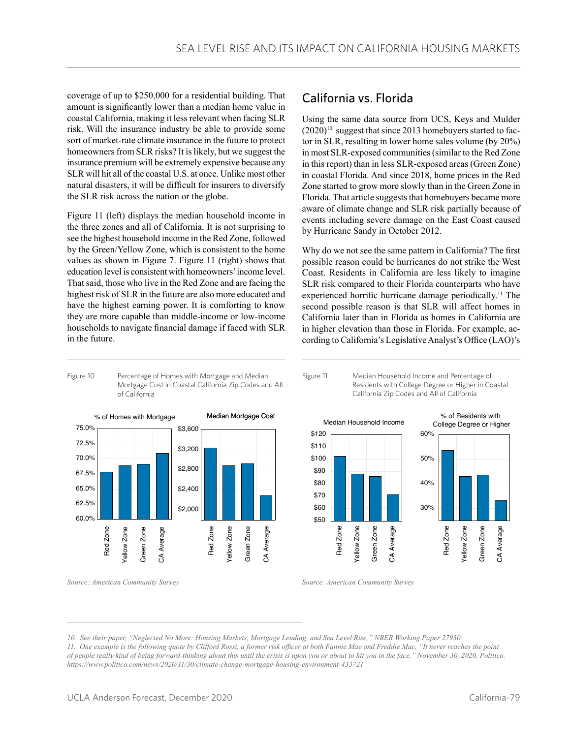coverage of up to $250,000 for a residential building. That amount is significantly lower than a median home value in coastal California, making it less relevant when facing SLR risk. Will the insurance industry be able to provide some sort of market-rate climate insurance in the future to protect homeowners from SLR risks? It is likely, but we suggest the insurance premium will be extremely expensive because any SLR will hit all of the coastal U.S. at once. Unlike most other natural disasters, it will be difficult for insurers to diversify the SLR risk across the nation or the globe.

Figure 11 (left) displays the median household income in the three zones and all of California. It is not surprising to see the highest household income in the Red Zone, followed by the Green/Yellow Zone, which is consistent to the home values as shown in Figure 7. Figure 11 (right) shows that education level is consistent with homeowners' income level. That said, those who live in the Red Zone and are facing the highest risk of SLR in the future are also more educated and have the highest earning power. It is comforting to know they are more capable than middle-income or low-income households to navigate financial damage if faced with SLR in the future.

## California vs. Florida

Using the same data source from UCS, Keys and Mulder (2020)[10] suggest that since 2013 homebuyers started to factor in SLR, resulting in lower home sales volume (by 20%) in most SLR-exposed communities (similar to the Red Zone in this report) than in less SLR-exposed areas (Green Zone) in coastal Florida. And since 2018, home prices in the Red Zone started to grow more slowly than in the Green Zone in Florida. That article suggests that homebuyers became more aware of climate change and SLR risk partially because of events including severe damage on the East Coast caused by Hurricane Sandy in October 2012.

Why do we not see the same pattern in California? The first possible reason could be hurricanes do not strike the West Coast. Residents in California are less likely to imagine SLR risk compared to their Florida counterparts who have experienced horrific hurricane damage periodically.[11] The second possible reason is that SLR will affect homes in California later than in Florida as homes in California are in higher elevation than those in Florida. For example, according to California's Legislative Analyst's Office (LAO)'s

Figure 10 Percentage of Homes with Mortgage and Median Mortgage Cost in Coastal California Zip Codes and All of California

*Source: American Community Survey*

Figure 11 Median Household Income and Percentage of Residents with College Degree or Higher in Coastal California Zip Codes and All of California

*Source: American Community Survey*

*10. See their paper, "Neglected No More: Housing Markets, Mortgage Lending, and Sea Level Rise," NBER Working Paper 27930.*

*11. One example is the following quote by Clifford Rossi, a former risk officer at both Fannie Mae and Freddie Mac, "It never reaches the point of people really kind of being forward-thinking about this until the crisis is upon you or about to hit you in the face." November 30, 2020, Politico. https://www.politico.com/news/2020/11/30/climate-change-mortgage-housing-environment-433721*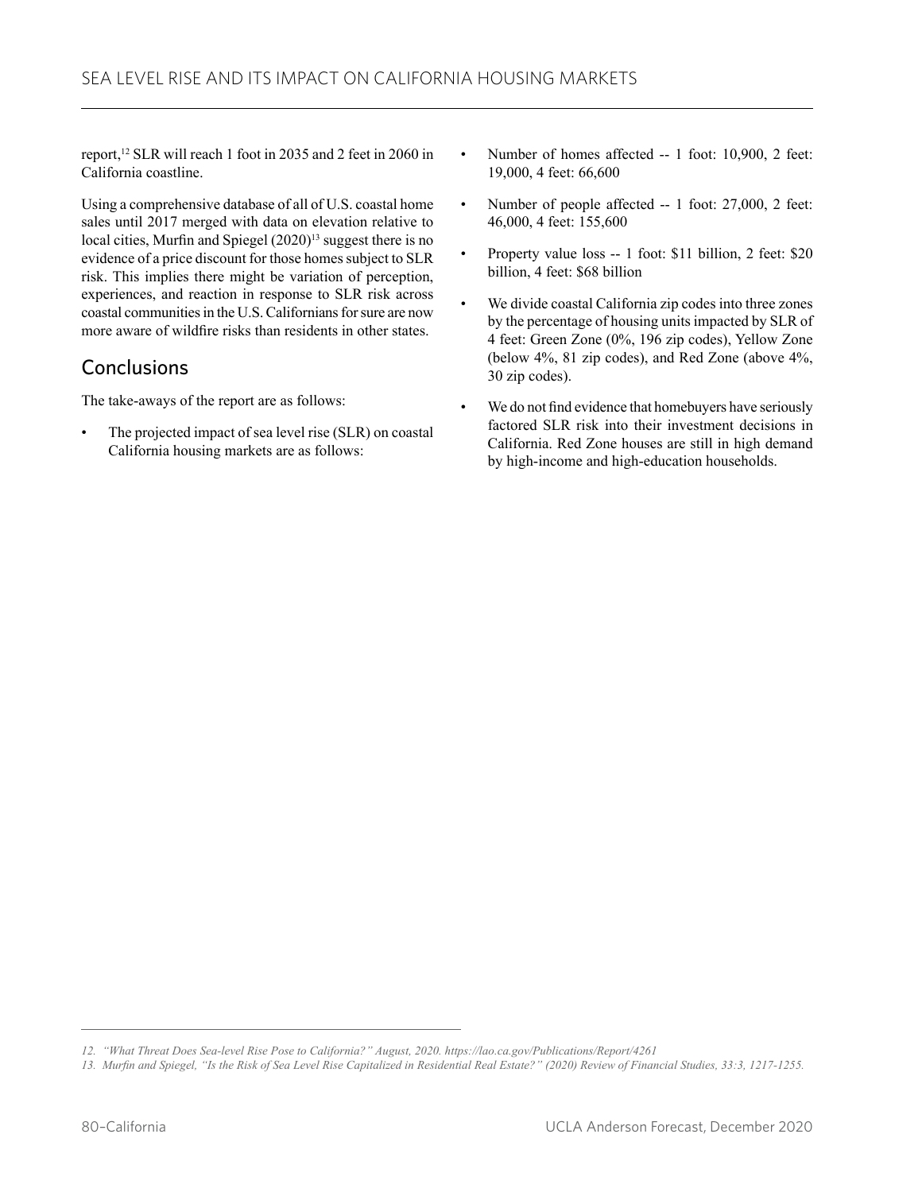report,[12] SLR will reach 1 foot in 2035 and 2 feet in 2060 in California coastline.

Using a comprehensive database of all of U.S. coastal home sales until 2017 merged with data on elevation relative to local cities, Murfin and Spiegel (2020)[13] suggest there is no evidence of a price discount for those homes subject to SLR risk. This implies there might be variation of perception, experiences, and reaction in response to SLR risk across coastal communities in the U.S. Californians for sure are now more aware of wildfire risks than residents in other states.

## Conclusions

The take-aways of the report are as follows:

- The projected impact of sea level rise (SLR) on coastal California housing markets are as follows:
- Number of homes affected -- 1 foot: 10,900, 2 feet: 19,000, 4 feet: 66,600
- Number of people affected -- 1 foot: 27,000, 2 feet: 46,000, 4 feet: 155,600
- Property value loss -- 1 foot: $11 billion, 2 feet: $20 billion, 4 feet: $68 billion
- We divide coastal California zip codes into three zones by the percentage of housing units impacted by SLR of 4 feet: Green Zone (0%, 196 zip codes), Yellow Zone (below 4%, 81 zip codes), and Red Zone (above 4%, 30 zip codes).
- We do not find evidence that homebuyers have seriously factored SLR risk into their investment decisions in California. Red Zone houses are still in high demand by high-income and high-education households.

---

12. *"What Threat Does Sea-level Rise Pose to California?" August, 2020. https://lao.ca.gov/Publications/Report/4261*

13. *Murfin and Spiegel, "Is the Risk of Sea Level Rise Capitalized in Residential Real Estate?" (2020) Review of Financial Studies, 33:3, 1217-1255.*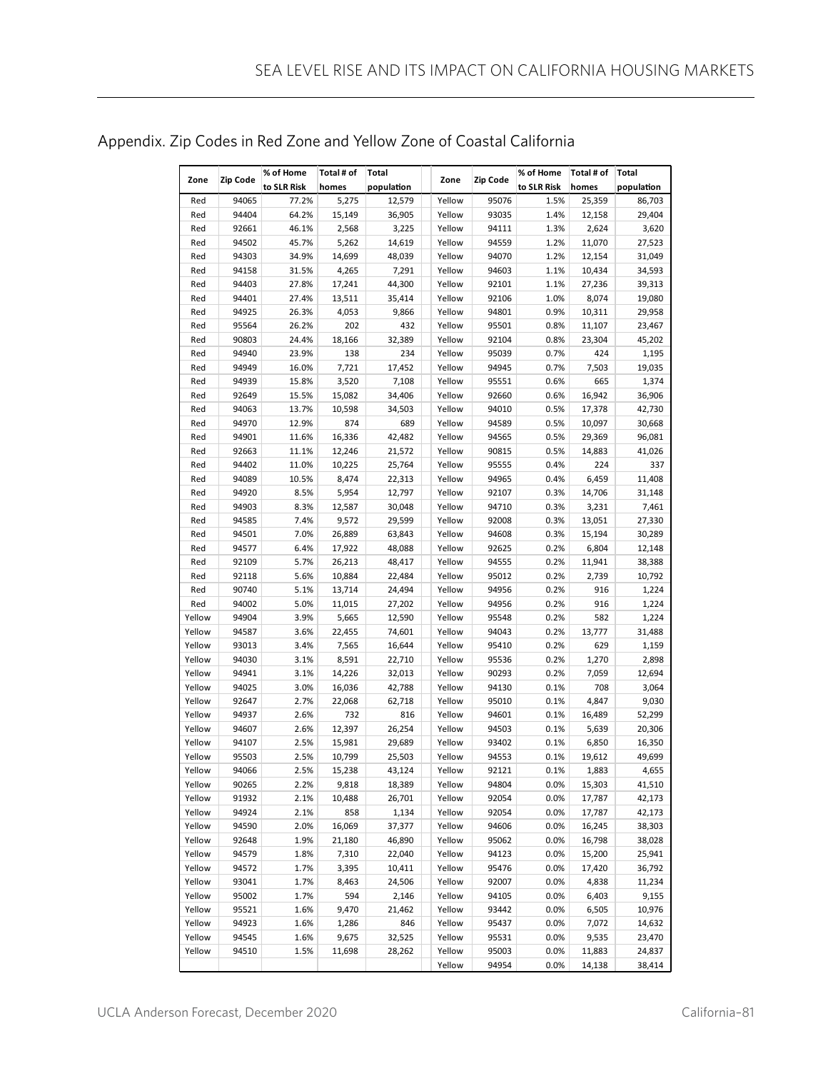## Appendix. Zip Codes in Red Zone and Yellow Zone of Coastal California

| Zone | Zip Code | % of Home to SLR Risk | Total # of homes | Total population | Zone | Zip Code | % of Home to SLR Risk | Total # of homes | Total population |
|---|---|---|---|---|---|---|---|---|---|
| Red | 94065 | 77.2% | 5,275 | 12,579 | Yellow | 95076 | 1.5% | 25,359 | 86,703 |
| Red | 94404 | 64.2% | 15,149 | 36,905 | Yellow | 93035 | 1.4% | 12,158 | 29,404 |
| Red | 92661 | 46.1% | 2,568 | 3,225 | Yellow | 94111 | 1.3% | 2,624 | 3,620 |
| Red | 94502 | 45.7% | 5,262 | 14,619 | Yellow | 94559 | 1.2% | 11,070 | 27,523 |
| Red | 94303 | 34.9% | 14,699 | 48,039 | Yellow | 94070 | 1.2% | 12,154 | 31,049 |
| Red | 94158 | 31.5% | 4,265 | 7,291 | Yellow | 94603 | 1.1% | 10,434 | 34,593 |
| Red | 94403 | 27.8% | 17,241 | 44,300 | Yellow | 92101 | 1.1% | 27,236 | 39,313 |
| Red | 94401 | 27.4% | 13,511 | 35,414 | Yellow | 92106 | 1.0% | 8,074 | 19,080 |
| Red | 94925 | 26.3% | 4,053 | 9,866 | Yellow | 94801 | 0.9% | 10,311 | 29,958 |
| Red | 95564 | 26.2% | 202 | 432 | Yellow | 95501 | 0.8% | 11,107 | 23,467 |
| Red | 90803 | 24.4% | 18,166 | 32,389 | Yellow | 92104 | 0.8% | 23,304 | 45,202 |
| Red | 94940 | 23.9% | 138 | 234 | Yellow | 95039 | 0.7% | 424 | 1,195 |
| Red | 94949 | 16.0% | 7,721 | 17,452 | Yellow | 94945 | 0.7% | 7,503 | 19,035 |
| Red | 94939 | 15.8% | 3,520 | 7,108 | Yellow | 95551 | 0.6% | 665 | 1,374 |
| Red | 92649 | 15.5% | 15,082 | 34,406 | Yellow | 92660 | 0.6% | 16,942 | 36,906 |
| Red | 94063 | 13.7% | 10,598 | 34,503 | Yellow | 94010 | 0.5% | 17,378 | 42,730 |
| Red | 94970 | 12.9% | 874 | 689 | Yellow | 94589 | 0.5% | 10,097 | 30,668 |
| Red | 94901 | 11.6% | 16,336 | 42,482 | Yellow | 94565 | 0.5% | 29,369 | 96,081 |
| Red | 92663 | 11.1% | 12,246 | 21,572 | Yellow | 90815 | 0.5% | 14,883 | 41,026 |
| Red | 94402 | 11.0% | 10,225 | 25,764 | Yellow | 95555 | 0.4% | 224 | 337 |
| Red | 94089 | 10.5% | 8,474 | 22,313 | Yellow | 94965 | 0.4% | 6,459 | 11,408 |
| Red | 94920 | 8.5% | 5,954 | 12,797 | Yellow | 92107 | 0.3% | 14,706 | 31,148 |
| Red | 94903 | 8.3% | 12,587 | 30,048 | Yellow | 94710 | 0.3% | 3,231 | 7,461 |
| Red | 94585 | 7.4% | 9,572 | 29,599 | Yellow | 92008 | 0.3% | 13,051 | 27,330 |
| Red | 94501 | 7.0% | 26,889 | 63,843 | Yellow | 94608 | 0.3% | 15,194 | 30,289 |
| Red | 94577 | 6.4% | 17,922 | 48,088 | Yellow | 92625 | 0.2% | 6,804 | 12,148 |
| Red | 92109 | 5.7% | 26,213 | 48,417 | Yellow | 94555 | 0.2% | 11,941 | 38,388 |
| Red | 92118 | 5.6% | 10,884 | 22,484 | Yellow | 95012 | 0.2% | 2,739 | 10,792 |
| Red | 90740 | 5.1% | 13,714 | 24,494 | Yellow | 94956 | 0.2% | 916 | 1,224 |
| Red | 94002 | 5.0% | 11,015 | 27,202 | Yellow | 94956 | 0.2% | 916 | 1,224 |
| Yellow | 94904 | 3.9% | 5,665 | 12,590 | Yellow | 95548 | 0.2% | 582 | 1,224 |
| Yellow | 94587 | 3.6% | 22,455 | 74,601 | Yellow | 94043 | 0.2% | 13,777 | 31,488 |
| Yellow | 93013 | 3.4% | 7,565 | 16,644 | Yellow | 95410 | 0.2% | 629 | 1,159 |
| Yellow | 94030 | 3.1% | 8,591 | 22,710 | Yellow | 95536 | 0.2% | 1,270 | 2,898 |
| Yellow | 94941 | 3.1% | 14,226 | 32,013 | Yellow | 90293 | 0.2% | 7,059 | 12,694 |
| Yellow | 94025 | 3.0% | 16,036 | 42,788 | Yellow | 94130 | 0.1% | 708 | 3,064 |
| Yellow | 92647 | 2.7% | 22,068 | 62,718 | Yellow | 95010 | 0.1% | 4,847 | 9,030 |
| Yellow | 94937 | 2.6% | 732 | 816 | Yellow | 94601 | 0.1% | 16,489 | 52,299 |
| Yellow | 94607 | 2.6% | 12,397 | 26,254 | Yellow | 94503 | 0.1% | 5,639 | 20,306 |
| Yellow | 94107 | 2.5% | 15,981 | 29,689 | Yellow | 93402 | 0.1% | 6,850 | 16,350 |
| Yellow | 95503 | 2.5% | 10,799 | 25,503 | Yellow | 94553 | 0.1% | 19,612 | 49,699 |
| Yellow | 94066 | 2.5% | 15,238 | 43,124 | Yellow | 92121 | 0.1% | 1,883 | 4,655 |
| Yellow | 90265 | 2.2% | 9,818 | 18,389 | Yellow | 94804 | 0.0% | 15,303 | 41,510 |
| Yellow | 91932 | 2.1% | 10,488 | 26,701 | Yellow | 92054 | 0.0% | 17,787 | 42,173 |
| Yellow | 94924 | 2.1% | 858 | 1,134 | Yellow | 92054 | 0.0% | 17,787 | 42,173 |
| Yellow | 94590 | 2.0% | 16,069 | 37,377 | Yellow | 94606 | 0.0% | 16,245 | 38,303 |
| Yellow | 92648 | 1.9% | 21,180 | 46,890 | Yellow | 95062 | 0.0% | 16,798 | 38,028 |
| Yellow | 94579 | 1.8% | 7,310 | 22,040 | Yellow | 94123 | 0.0% | 15,200 | 25,941 |
| Yellow | 94572 | 1.7% | 3,395 | 10,411 | Yellow | 95476 | 0.0% | 17,420 | 36,792 |
| Yellow | 93041 | 1.7% | 8,463 | 24,506 | Yellow | 92007 | 0.0% | 4,838 | 11,234 |
| Yellow | 95002 | 1.7% | 594 | 2,146 | Yellow | 94105 | 0.0% | 6,403 | 9,155 |
| Yellow | 95521 | 1.6% | 9,470 | 21,462 | Yellow | 93442 | 0.0% | 6,505 | 10,976 |
| Yellow | 94923 | 1.6% | 1,286 | 846 | Yellow | 95437 | 0.0% | 7,072 | 14,632 |
| Yellow | 94545 | 1.6% | 9,675 | 32,525 | Yellow | 95531 | 0.0% | 9,535 | 23,470 |
| Yellow | 94510 | 1.5% | 11,698 | 28,262 | Yellow | 95003 | 0.0% | 11,883 | 24,837 |
| | | | | | Yellow | 94954 | 0.0% | 14,138 | 38,414 |